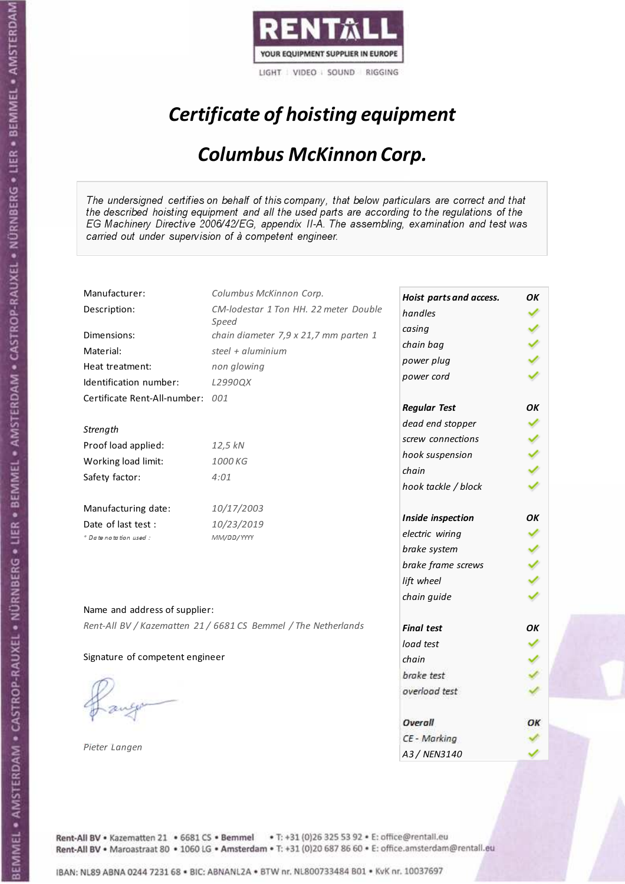RENTALL
YOUR EQUIPMENT SUPPLIER IN EUROPE
LIGHT | VIDEO | SOUND | RIGGING

# *Certificate of hoisting equipment*

## *Columbus McKinnon Corp.*

*The undersigned certifies on behalf of this company, that below particulars are correct and that the described hoisting equipment and all the used parts are according to the regulations of the EG Machinery Directive 2006/42/EG, appendix II-A. The assembling, examination and test was carried out under supervision of à competent engineer.*

| | |
|---|---|
| Manufacturer: | *Columbus McKinnon Corp.* |
| Description: | *CM-lodestar 1 Ton HH. 22 meter Double Speed* |
| Dimensions: | *chain diameter 7,9 x 21,7 mm parten 1* |
| Material: | *steel + aluminium* |
| Heat treatment: | *non glowing* |
| Identification number: | *L2990QX* |
| Certificate Rent-All-number: | *001* |
| *Strength* | |
| Proof load applied: | *12,5 kN* |
| Working load limit: | *1000 KG* |
| Safety factor: | *4:01* |
| Manufacturing date: | *10/17/2003* |
| Date of last test : | *10/23/2019* |
| *\* Date notation used :* | *MM/DD/YYYY* |

| *Hoist parts and access.* | *OK* |
|---|---|
| *handles* | ✓ |
| *casing* | ✓ |
| *chain bag* | ✓ |
| *power plug* | ✓ |
| *power cord* | ✓ |
| ***Regular Test*** | ***OK*** |
| *dead end stopper* | ✓ |
| *screw connections* | ✓ |
| *hook suspension* | ✓ |
| *chain* | ✓ |
| *hook tackle / block* | ✓ |
| ***Inside inspection*** | ***OK*** |
| *electric wiring* | ✓ |
| *brake system* | ✓ |
| *brake frame screws* | ✓ |
| *lift wheel* | ✓ |
| *chain guide* | ✓ |
| ***Final test*** | ***OK*** |
| *load test* | ✓ |
| *chain* | ✓ |
| *brake test* | ✓ |
| *overload test* | ✓ |
| ***Overall*** | ***OK*** |
| *CE - Marking* | ✓ |
| *A3 / NEN3140* | ✓ |

Name and address of supplier:

*Rent-All BV / Kazematten 21 / 6681 CS Bemmel / The Netherlands*

Signature of competent engineer

*Pieter Langen*

Rent-All BV • Kazematten 21 • 6681 CS • Bemmel • T: +31 (0)26 325 53 92 • E: office@rentall.eu
Rent-All BV • Maroastraat 80 • 1060 LG • Amsterdam • T: +31 (0)20 687 86 60 • E: office.amsterdam@rentall.eu

IBAN: NL89 ABNA 0244 7231 68 • BIC: ABNANL2A • BTW nr. NL800733484 B01 • KvK nr. 10037697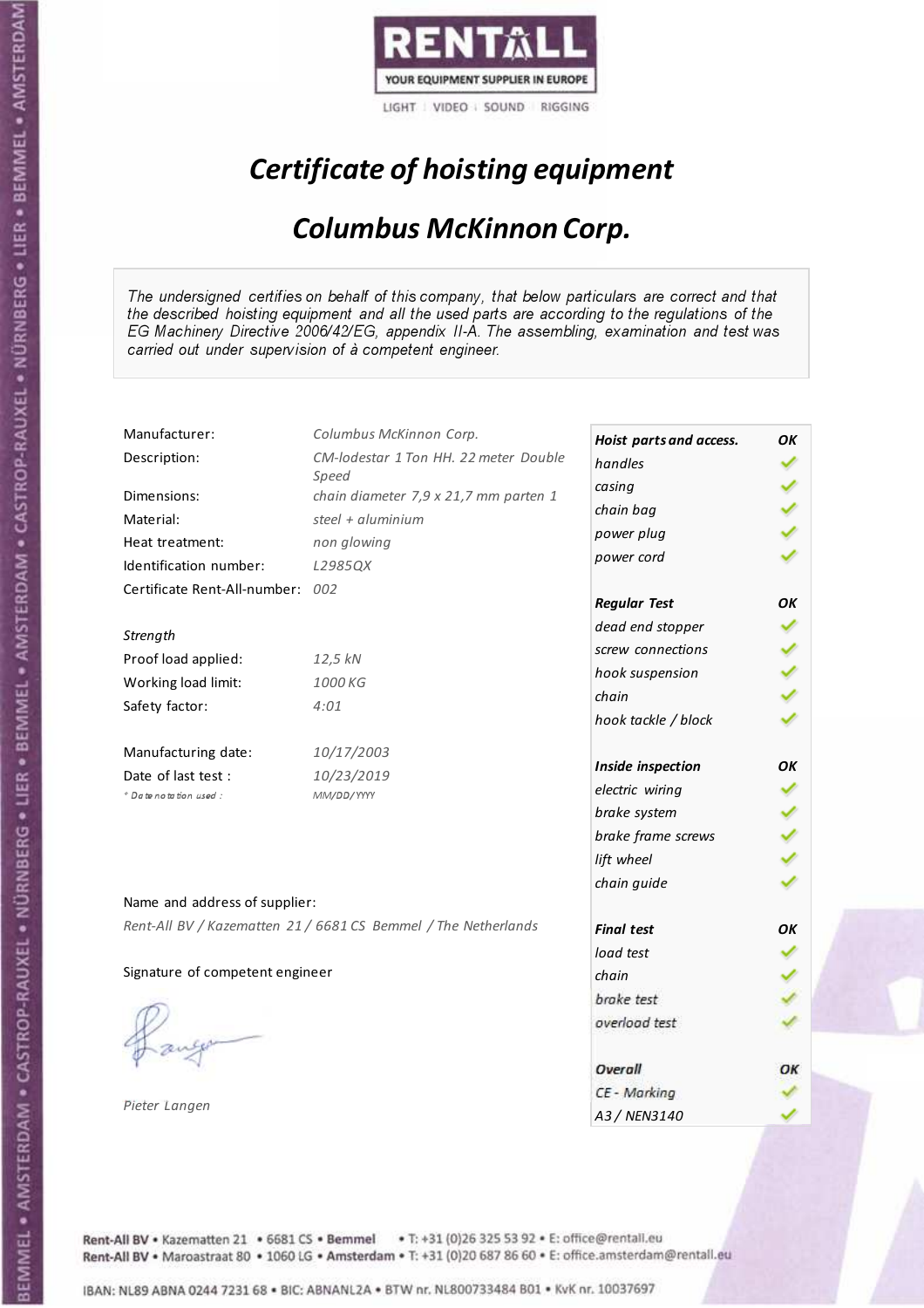RENTALL

YOUR EQUIPMENT SUPPLIER IN EUROPE

LIGHT | VIDEO | SOUND | RIGGING

# *Certificate of hoisting equipment*

## *Columbus McKinnon Corp.*

*The undersigned certifies on behalf of this company, that below particulars are correct and that the described hoisting equipment and all the used parts are according to the regulations of the EG Machinery Directive 2006/42/EG, appendix II-A. The assembling, examination and test was carried out under supervision of à competent engineer.*

| | |
|---|---|
| Manufacturer: | *Columbus McKinnon Corp.* |
| Description: | *CM-lodestar 1 Ton HH. 22 meter Double Speed* |
| Dimensions: | *chain diameter 7,9 x 21,7 mm parten 1* |
| Material: | *steel + aluminium* |
| Heat treatment: | *non glowing* |
| Identification number: | *L2985QX* |
| Certificate Rent-All-number: | *002* |
| *Strength* | |
| Proof load applied: | *12,5 kN* |
| Working load limit: | *1000 KG* |
| Safety factor: | *4:01* |
| Manufacturing date: | *10/17/2003* |
| Date of last test : | *10/23/2019* |
| *Date notation used :* | *MM/DD/YYYY* |

| | |
|---|---|
| ***Hoist parts and access.*** | ***OK*** |
| *handles* | ✓ |
| *casing* | ✓ |
| *chain bag* | ✓ |
| *power plug* | ✓ |
| *power cord* | ✓ |
| ***Regular Test*** | ***OK*** |
| *dead end stopper* | ✓ |
| *screw connections* | ✓ |
| *hook suspension* | ✓ |
| *chain* | ✓ |
| *hook tackle / block* | ✓ |
| ***Inside inspection*** | ***OK*** |
| *electric wiring* | ✓ |
| *brake system* | ✓ |
| *brake frame screws* | ✓ |
| *lift wheel* | ✓ |
| *chain guide* | ✓ |
| ***Final test*** | ***OK*** |
| *load test* | ✓ |
| *chain* | ✓ |
| *brake test* | ✓ |
| *overload test* | ✓ |
| ***Overall*** | ***OK*** |
| *CE - Marking* | ✓ |
| *A3 / NEN3140* | ✓ |

Name and address of supplier:

*Rent-All BV / Kazematten 21 / 6681 CS Bemmel / The Netherlands*

Signature of competent engineer

*Pieter Langen*

Rent-All BV • Kazematten 21 • 6681 CS • **Bemmel** • T: +31 (0)26 325 53 92 • E: office@rentall.eu
Rent-All BV • Maroastraat 80 • 1060 LG • **Amsterdam** • T: +31 (0)20 687 86 60 • E: office.amsterdam@rentall.eu

IBAN: NL89 ABNA 0244 7231 68 • BIC: ABNANL2A • BTW nr. NL800733484 B01 • KvK nr. 10037697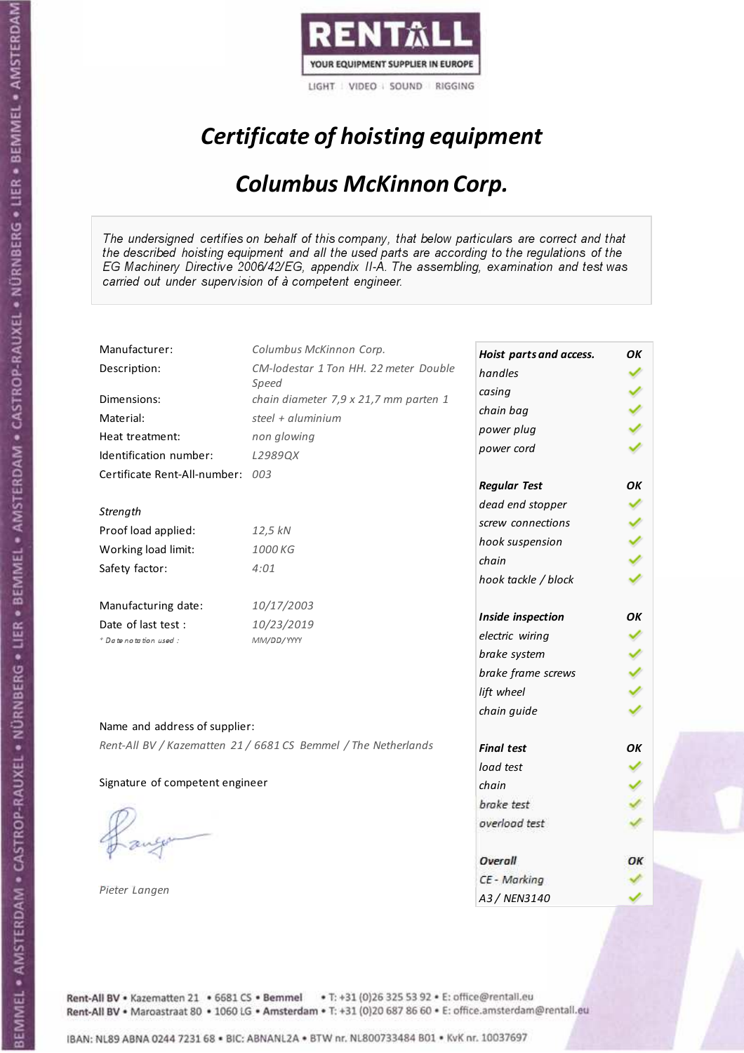RENTALL

YOUR EQUIPMENT SUPPLIER IN EUROPE

LIGHT | VIDEO | SOUND | RIGGING

# *Certificate of hoisting equipment*

## *Columbus McKinnon Corp.*

*The undersigned certifies on behalf of this company, that below particulars are correct and that the described hoisting equipment and all the used parts are according to the regulations of the EG Machinery Directive 2006/42/EG, appendix II-A. The assembling, examination and test was carried out under supervision of à competent engineer.*

| | |
|---|---|
| Manufacturer: | *Columbus McKinnon Corp.* |
| Description: | *CM-lodestar 1 Ton HH. 22 meter Double Speed* |
| Dimensions: | *chain diameter 7,9 x 21,7 mm parten 1* |
| Material: | *steel + aluminium* |
| Heat treatment: | *non glowing* |
| Identification number: | *L2989QX* |
| Certificate Rent-All-number: | *003* |

*Strength*

| | |
|---|---|
| Proof load applied: | *12,5 kN* |
| Working load limit: | *1000 KG* |
| Safety factor: | *4:01* |

| | |
|---|---|
| Manufacturing date: | *10/17/2003* |
| Date of last test : | *10/23/2019* |
| * *Date notation used :* | *MM/DD/YYYY* |

| | |
|---|---|
| ***Hoist parts and access.*** | ***OK*** |
| *handles* | ✓ |
| *casing* | ✓ |
| *chain bag* | ✓ |
| *power plug* | ✓ |
| *power cord* | ✓ |
| ***Regular Test*** | ***OK*** |
| *dead end stopper* | ✓ |
| *screw connections* | ✓ |
| *hook suspension* | ✓ |
| *chain* | ✓ |
| *hook tackle / block* | ✓ |
| ***Inside inspection*** | ***OK*** |
| *electric wiring* | ✓ |
| *brake system* | ✓ |
| *brake frame screws* | ✓ |
| *lift wheel* | ✓ |
| *chain guide* | ✓ |
| ***Final test*** | ***OK*** |
| *load test* | ✓ |
| *chain* | ✓ |
| *brake test* | ✓ |
| *overload test* | ✓ |
| ***Overall*** | ***OK*** |
| *CE - Marking* | ✓ |
| *A3 / NEN3140* | ✓ |

Name and address of supplier:

*Rent-All BV / Kazematten 21 / 6681 CS Bemmel / The Netherlands*

Signature of competent engineer

*Pieter Langen*

Rent-All BV • Kazematten 21 • 6681 CS • **Bemmel** • T: +31 (0)26 325 53 92 • E: office@rentall.eu
Rent-All BV • Maroastraat 80 • 1060 LG • **Amsterdam** • T: +31 (0)20 687 86 60 • E: office.amsterdam@rentall.eu

IBAN: NL89 ABNA 0244 7231 68 • BIC: ABNANL2A • BTW nr. NL800733484 B01 • KvK nr. 10037697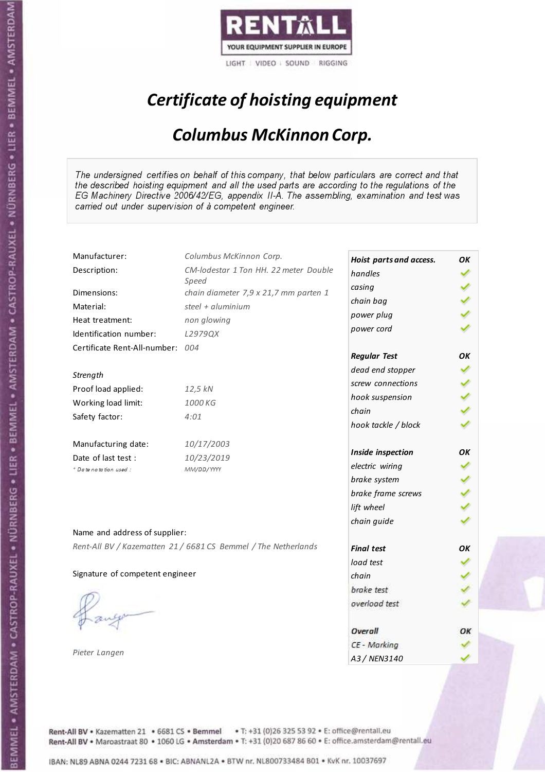RENTALL

YOUR EQUIPMENT SUPPLIER IN EUROPE

LIGHT | VIDEO | SOUND | RIGGING

# *Certificate of hoisting equipment*

## *Columbus McKinnon Corp.*

*The undersigned certifies on behalf of this company, that below particulars are correct and that the described hoisting equipment and all the used parts are according to the regulations of the EG Machinery Directive 2006/42/EG, appendix II-A. The assembling, examination and test was carried out under supervision of à competent engineer.*

| | |
|---|---|
| Manufacturer: | *Columbus McKinnon Corp.* |
| Description: | *CM-lodestar 1 Ton HH. 22 meter Double Speed* |
| Dimensions: | *chain diameter 7,9 x 21,7 mm parten 1* |
| Material: | *steel + aluminium* |
| Heat treatment: | *non glowing* |
| Identification number: | *L2979QX* |
| Certificate Rent-All-number: | *004* |
| *Strength* | |
| Proof load applied: | *12,5 kN* |
| Working load limit: | *1000 KG* |
| Safety factor: | *4:01* |
| Manufacturing date: | *10/17/2003* |
| Date of last test : | *10/23/2019* |
| *\* Date notation used :* | *MM/DD/YYYY* |

| | |
|---|---|
| ***Hoist parts and access.*** | ***OK*** |
| *handles* | ✓ |
| *casing* | ✓ |
| *chain bag* | ✓ |
| *power plug* | ✓ |
| *power cord* | ✓ |
| ***Regular Test*** | ***OK*** |
| *dead end stopper* | ✓ |
| *screw connections* | ✓ |
| *hook suspension* | ✓ |
| *chain* | ✓ |
| *hook tackle / block* | ✓ |
| ***Inside inspection*** | ***OK*** |
| *electric wiring* | ✓ |
| *brake system* | ✓ |
| *brake frame screws* | ✓ |
| *lift wheel* | ✓ |
| *chain guide* | ✓ |
| ***Final test*** | ***OK*** |
| *load test* | ✓ |
| *chain* | ✓ |
| *brake test* | ✓ |
| *overload test* | ✓ |
| ***Overall*** | ***OK*** |
| *CE - Marking* | ✓ |
| *A3 / NEN3140* | ✓ |

Name and address of supplier:

*Rent-All BV / Kazematten 21 / 6681 CS Bemmel / The Netherlands*

Signature of competent engineer

*Pieter Langen*

**Rent-All BV** • Kazematten 21 • 6681 CS • **Bemmel** • T: +31 (0)26 325 53 92 • E: office@rentall.eu
**Rent-All BV** • Maroastraat 80 • 1060 LG • **Amsterdam** • T: +31 (0)20 687 86 60 • E: office.amsterdam@rentall.eu

IBAN: NL89 ABNA 0244 7231 68 • BIC: ABNANL2A • BTW nr. NL800733484 B01 • KvK nr. 10037697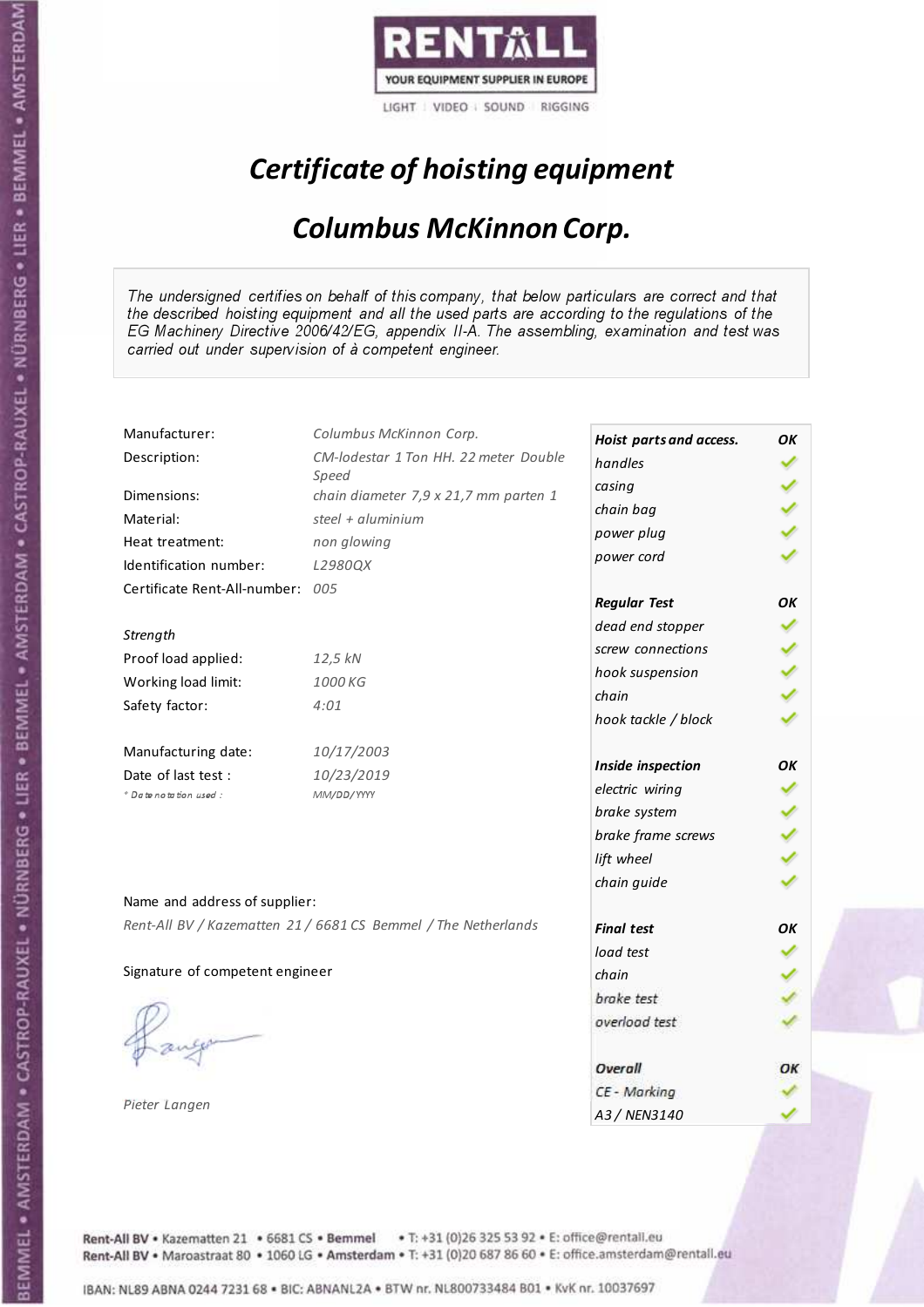RENTALL

YOUR EQUIPMENT SUPPLIER IN EUROPE

LIGHT | VIDEO | SOUND | RIGGING

# *Certificate of hoisting equipment*

## *Columbus McKinnon Corp.*

*The undersigned certifies on behalf of this company, that below particulars are correct and that the described hoisting equipment and all the used parts are according to the regulations of the EG Machinery Directive 2006/42/EG, appendix II-A. The assembling, examination and test was carried out under supervision of à competent engineer.*

| | |
|---|---|
| Manufacturer: | *Columbus McKinnon Corp.* |
| Description: | *CM-lodestar 1 Ton HH. 22 meter Double Speed* |
| Dimensions: | *chain diameter 7,9 x 21,7 mm parten 1* |
| Material: | *steel + aluminium* |
| Heat treatment: | *non glowing* |
| Identification number: | *L2980QX* |
| Certificate Rent-All-number: | *005* |
| *Strength* | |
| Proof load applied: | *12,5 kN* |
| Working load limit: | *1000 KG* |
| Safety factor: | *4:01* |
| Manufacturing date: | *10/17/2003* |
| Date of last test : | *10/23/2019* |
| *\* Date notation used :* | *MM/DD/YYYY* |

| | |
|---|---|
| ***Hoist parts and access.*** | ***OK*** |
| *handles* | ✓ |
| *casing* | ✓ |
| *chain bag* | ✓ |
| *power plug* | ✓ |
| *power cord* | ✓ |
| ***Regular Test*** | ***OK*** |
| *dead end stopper* | ✓ |
| *screw connections* | ✓ |
| *hook suspension* | ✓ |
| *chain* | ✓ |
| *hook tackle / block* | ✓ |
| ***Inside inspection*** | ***OK*** |
| *electric wiring* | ✓ |
| *brake system* | ✓ |
| *brake frame screws* | ✓ |
| *lift wheel* | ✓ |
| *chain guide* | ✓ |
| ***Final test*** | ***OK*** |
| *load test* | ✓ |
| *chain* | ✓ |
| *brake test* | ✓ |
| *overload test* | ✓ |
| ***Overall*** | ***OK*** |
| *CE - Marking* | ✓ |
| *A3 / NEN3140* | ✓ |

Name and address of supplier:

*Rent-All BV / Kazematten 21 / 6681 CS Bemmel / The Netherlands*

Signature of competent engineer

*Pieter Langen*

Rent-All BV • Kazematten 21 • 6681 CS • Bemmel • T: +31 (0)26 325 53 92 • E: office@rentall.eu
Rent-All BV • Maroastraat 80 • 1060 LG • Amsterdam • T: +31 (0)20 687 86 60 • E: office.amsterdam@rentall.eu

IBAN: NL89 ABNA 0244 7231 68 • BIC: ABNANL2A • BTW nr. NL800733484 B01 • KvK nr. 10037697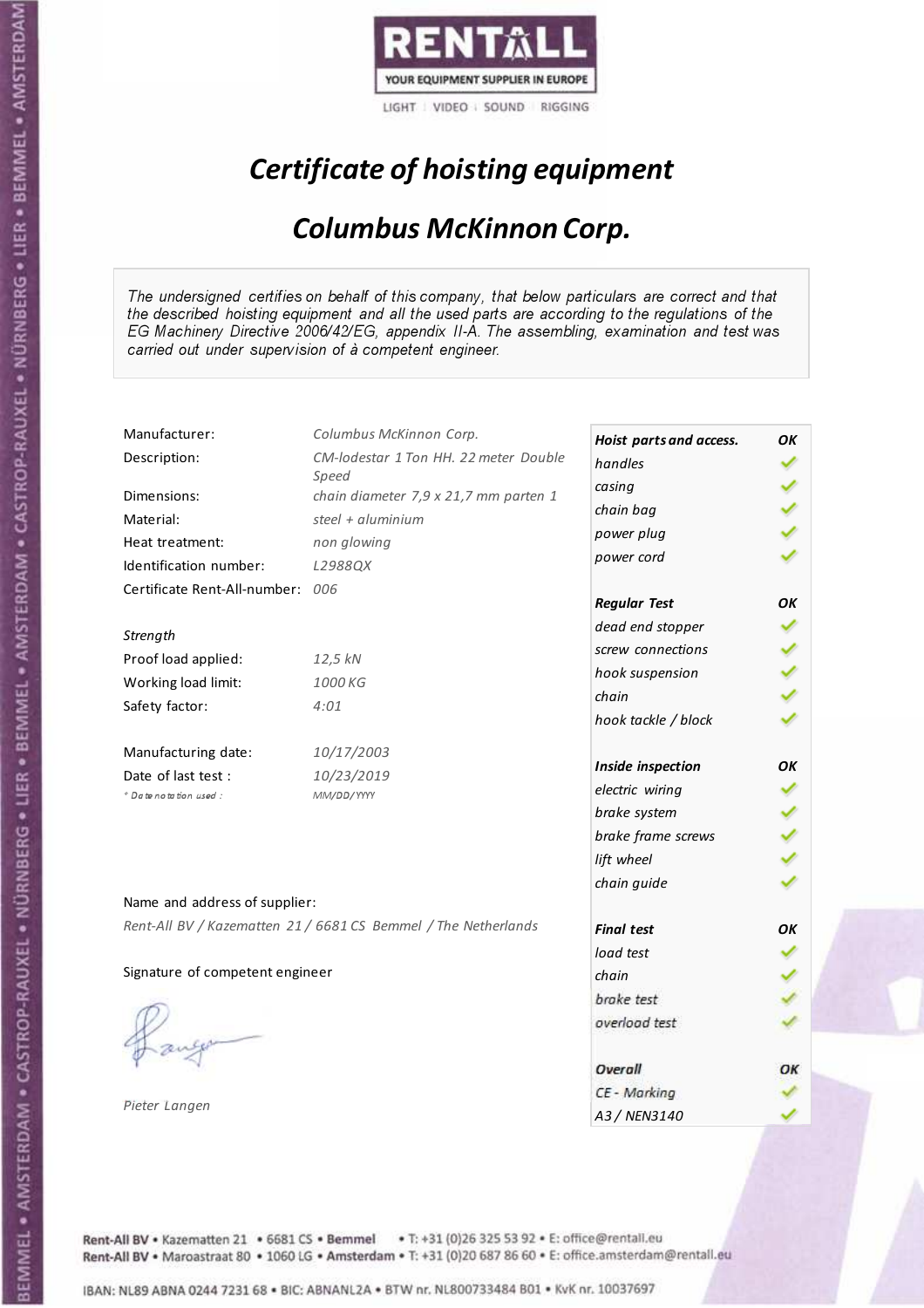RENTALL

YOUR EQUIPMENT SUPPLIER IN EUROPE

LIGHT | VIDEO | SOUND | RIGGING

# *Certificate of hoisting equipment*

## *Columbus McKinnon Corp.*

*The undersigned certifies on behalf of this company, that below particulars are correct and that the described hoisting equipment and all the used parts are according to the regulations of the EG Machinery Directive 2006/42/EG, appendix II-A. The assembling, examination and test was carried out under supervision of à competent engineer.*

| | |
|---|---|
| Manufacturer: | *Columbus McKinnon Corp.* |
| Description: | *CM-lodestar 1 Ton HH. 22 meter Double Speed* |
| Dimensions: | *chain diameter 7,9 x 21,7 mm parten 1* |
| Material: | *steel + aluminium* |
| Heat treatment: | *non glowing* |
| Identification number: | *L2988QX* |
| Certificate Rent-All-number: | *006* |
| *Strength* | |
| Proof load applied: | *12,5 kN* |
| Working load limit: | *1000 KG* |
| Safety factor: | *4:01* |
| Manufacturing date: | *10/17/2003* |
| Date of last test : | *10/23/2019* |
| *\* Date notation used :* | *MM/DD/YYYY* |

| | |
|---|---|
| ***Hoist parts and access.*** | ***OK*** |
| *handles* | ✓ |
| *casing* | ✓ |
| *chain bag* | ✓ |
| *power plug* | ✓ |
| *power cord* | ✓ |
| ***Regular Test*** | ***OK*** |
| *dead end stopper* | ✓ |
| *screw connections* | ✓ |
| *hook suspension* | ✓ |
| *chain* | ✓ |
| *hook tackle / block* | ✓ |
| ***Inside inspection*** | ***OK*** |
| *electric wiring* | ✓ |
| *brake system* | ✓ |
| *brake frame screws* | ✓ |
| *lift wheel* | ✓ |
| *chain guide* | ✓ |
| ***Final test*** | ***OK*** |
| *load test* | ✓ |
| *chain* | ✓ |
| *brake test* | ✓ |
| *overload test* | ✓ |
| ***Overall*** | ***OK*** |
| *CE - Marking* | ✓ |
| *A3 / NEN3140* | ✓ |

Name and address of supplier:

*Rent-All BV / Kazematten 21 / 6681 CS Bemmel / The Netherlands*

Signature of competent engineer

*Pieter Langen*

Rent-All BV • Kazematten 21 • 6681 CS • **Bemmel** • T: +31 (0)26 325 53 92 • E: office@rentall.eu
Rent-All BV • Maroastraat 80 • 1060 LG • **Amsterdam** • T: +31 (0)20 687 86 60 • E: office.amsterdam@rentall.eu

IBAN: NL89 ABNA 0244 7231 68 • BIC: ABNANL2A • BTW nr. NL800733484 B01 • KvK nr. 10037697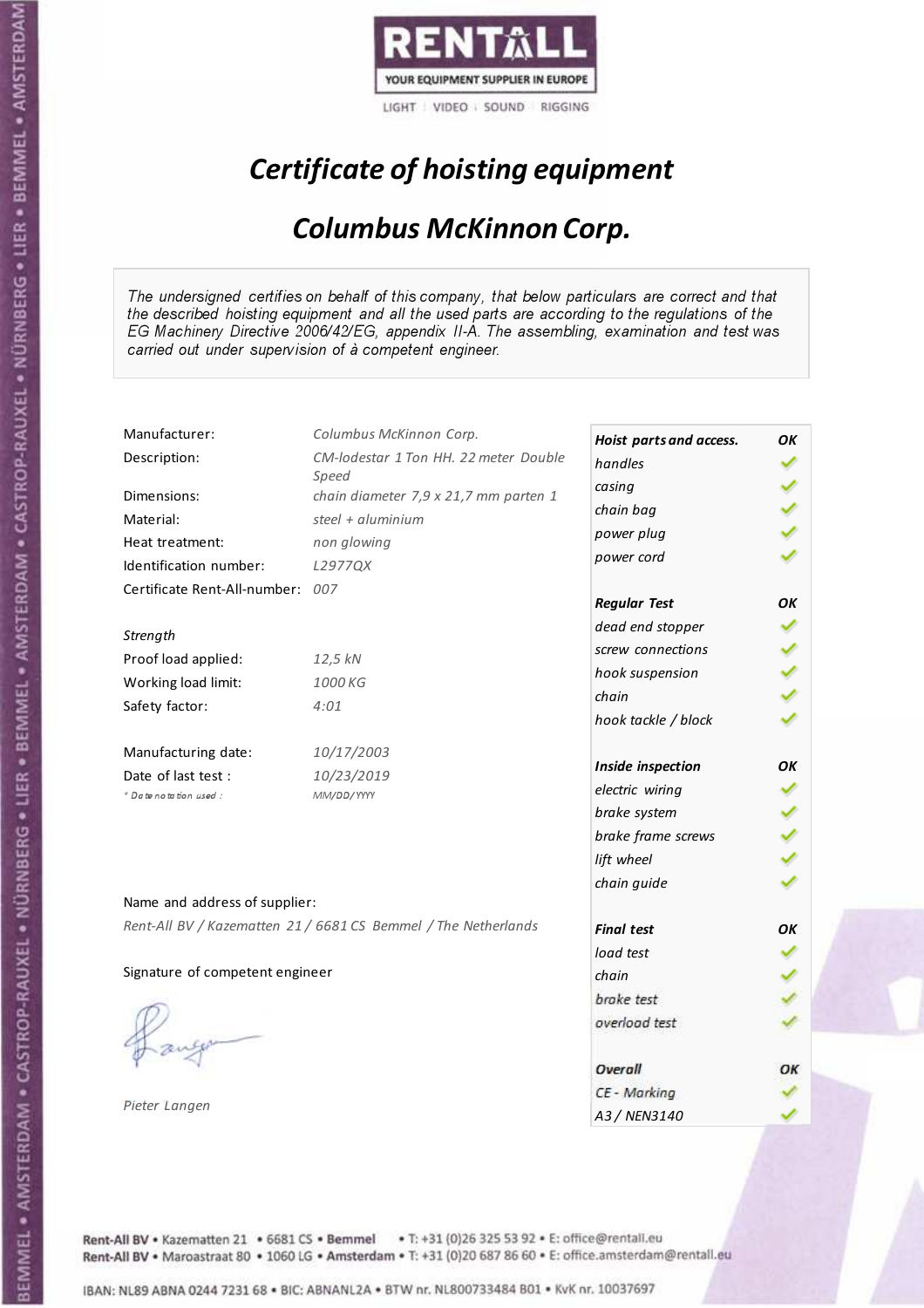RENTALL
YOUR EQUIPMENT SUPPLIER IN EUROPE
LIGHT | VIDEO | SOUND | RIGGING

# *Certificate of hoisting equipment*

## *Columbus McKinnon Corp.*

*The undersigned certifies on behalf of this company, that below particulars are correct and that the described hoisting equipment and all the used parts are according to the regulations of the EG Machinery Directive 2006/42/EG, appendix II-A. The assembling, examination and test was carried out under supervision of à competent engineer.*

| | |
|---|---|
| Manufacturer: | *Columbus McKinnon Corp.* |
| Description: | *CM-lodestar 1 Ton HH. 22 meter Double Speed* |
| Dimensions: | *chain diameter 7,9 x 21,7 mm parten 1* |
| Material: | *steel + aluminium* |
| Heat treatment: | *non glowing* |
| Identification number: | *L2977QX* |
| Certificate Rent-All-number: | *007* |

*Strength*

| | |
|---|---|
| Proof load applied: | *12,5 kN* |
| Working load limit: | *1000 KG* |
| Safety factor: | *4:01* |

| | |
|---|---|
| Manufacturing date: | *10/17/2003* |
| Date of last test : | *10/23/2019* |
| *\* Date notation used :* | *MM/DD/YYYY* |

| | |
|---|---|
| ***Hoist parts and access.*** | ***OK*** |
| *handles* | ✓ |
| *casing* | ✓ |
| *chain bag* | ✓ |
| *power plug* | ✓ |
| *power cord* | ✓ |
| ***Regular Test*** | ***OK*** |
| *dead end stopper* | ✓ |
| *screw connections* | ✓ |
| *hook suspension* | ✓ |
| *chain* | ✓ |
| *hook tackle / block* | ✓ |
| ***Inside inspection*** | ***OK*** |
| *electric wiring* | ✓ |
| *brake system* | ✓ |
| *brake frame screws* | ✓ |
| *lift wheel* | ✓ |
| *chain guide* | ✓ |
| ***Final test*** | ***OK*** |
| *load test* | ✓ |
| *chain* | ✓ |
| *brake test* | ✓ |
| *overload test* | ✓ |
| ***Overall*** | ***OK*** |
| *CE - Marking* | ✓ |
| *A3 / NEN3140* | ✓ |

Name and address of supplier:

*Rent-All BV / Kazematten 21 / 6681 CS Bemmel / The Netherlands*

Signature of competent engineer

*Pieter Langen*

Rent-All BV • Kazematten 21 • 6681 CS • **Bemmel** • T: +31 (0)26 325 53 92 • E: office@rentall.eu
Rent-All BV • Maroastraat 80 • 1060 LG • **Amsterdam** • T: +31 (0)20 687 86 60 • E: office.amsterdam@rentall.eu

IBAN: NL89 ABNA 0244 7231 68 • BIC: ABNANL2A • BTW nr. NL800733484 B01 • KvK nr. 10037697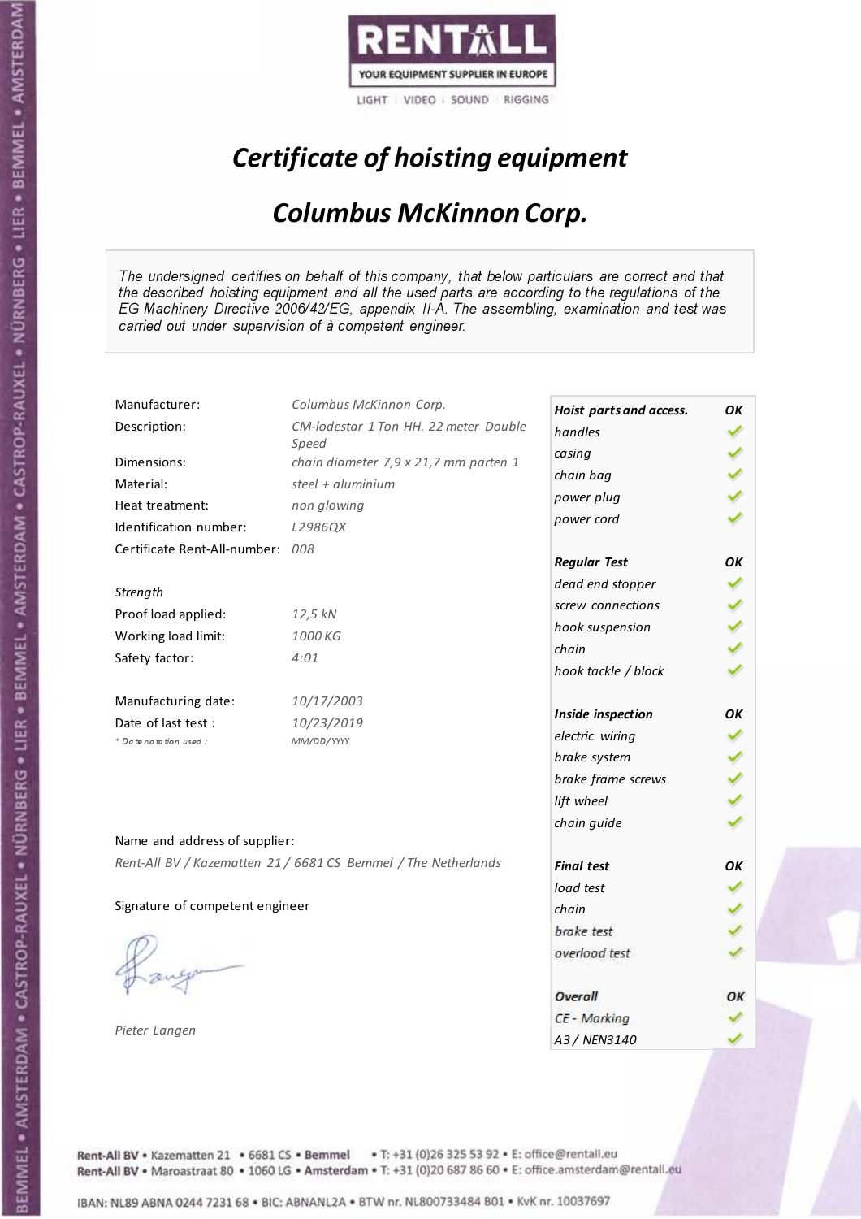RENTALL

YOUR EQUIPMENT SUPPLIER IN EUROPE

LIGHT | VIDEO | SOUND | RIGGING

# *Certificate of hoisting equipment*

## *Columbus McKinnon Corp.*

*The undersigned certifies on behalf of this company, that below particulars are correct and that the described hoisting equipment and all the used parts are according to the regulations of the EG Machinery Directive 2006/42/EG, appendix II-A. The assembling, examination and test was carried out under supervision of à competent engineer.*

| | |
|---|---|
| Manufacturer: | *Columbus McKinnon Corp.* |
| Description: | *CM-lodestar 1 Ton HH. 22 meter Double Speed* |
| Dimensions: | *chain diameter 7,9 x 21,7 mm parten 1* |
| Material: | *steel + aluminium* |
| Heat treatment: | *non glowing* |
| Identification number: | *L2986QX* |
| Certificate Rent-All-number: | *008* |
| *Strength* | |
| Proof load applied: | *12,5 kN* |
| Working load limit: | *1000 KG* |
| Safety factor: | *4:01* |
| Manufacturing date: | *10/17/2003* |
| Date of last test : | *10/23/2019* |
| *\* Date notation used :* | *MM/DD/YYYY* |

| | |
|---|---|
| ***Hoist parts and access.*** | ***OK*** |
| *handles* | ✓ |
| *casing* | ✓ |
| *chain bag* | ✓ |
| *power plug* | ✓ |
| *power cord* | ✓ |
| ***Regular Test*** | ***OK*** |
| *dead end stopper* | ✓ |
| *screw connections* | ✓ |
| *hook suspension* | ✓ |
| *chain* | ✓ |
| *hook tackle / block* | ✓ |
| ***Inside inspection*** | ***OK*** |
| *electric wiring* | ✓ |
| *brake system* | ✓ |
| *brake frame screws* | ✓ |
| *lift wheel* | ✓ |
| *chain guide* | ✓ |
| ***Final test*** | ***OK*** |
| *load test* | ✓ |
| *chain* | ✓ |
| *brake test* | ✓ |
| *overload test* | ✓ |
| ***Overall*** | ***OK*** |
| *CE - Marking* | ✓ |
| *A3 / NEN3140* | ✓ |

Name and address of supplier:

*Rent-All BV / Kazematten 21 / 6681 CS Bemmel / The Netherlands*

Signature of competent engineer

*Pieter Langen*

**Rent-All BV** • Kazematten 21 • 6681 CS • **Bemmel** • T: +31 (0)26 325 53 92 • E: office@rentall.eu
**Rent-All BV** • Maroastraat 80 • 1060 LG • **Amsterdam** • T: +31 (0)20 687 86 60 • E: office.amsterdam@rentall.eu

IBAN: NL89 ABNA 0244 7231 68 • BIC: ABNANL2A • BTW nr. NL800733484 B01 • KvK nr. 10037697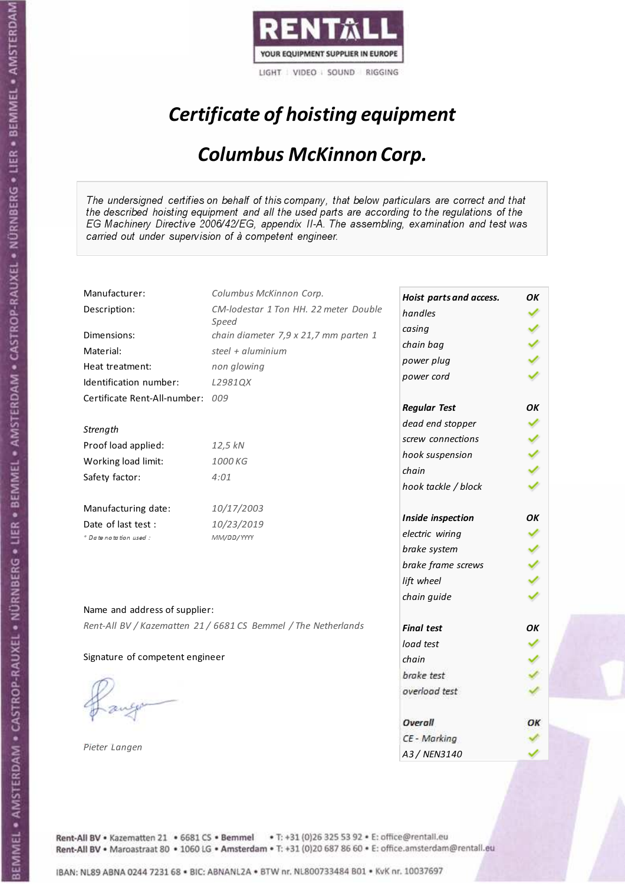RENTALL

YOUR EQUIPMENT SUPPLIER IN EUROPE

LIGHT | VIDEO | SOUND | RIGGING

# *Certificate of hoisting equipment*

## *Columbus McKinnon Corp.*

*The undersigned certifies on behalf of this company, that below particulars are correct and that the described hoisting equipment and all the used parts are according to the regulations of the EG Machinery Directive 2006/42/EG, appendix II-A. The assembling, examination and test was carried out under supervision of à competent engineer.*

| | |
|---|---|
| Manufacturer: | *Columbus McKinnon Corp.* |
| Description: | *CM-lodestar 1 Ton HH. 22 meter Double Speed* |
| Dimensions: | *chain diameter 7,9 x 21,7 mm parten 1* |
| Material: | *steel + aluminium* |
| Heat treatment: | *non glowing* |
| Identification number: | *L2981QX* |
| Certificate Rent-All-number: | *009* |
| *Strength* | |
| Proof load applied: | *12,5 kN* |
| Working load limit: | *1000 KG* |
| Safety factor: | *4:01* |
| Manufacturing date: | *10/17/2003* |
| Date of last test : | *10/23/2019* |
| *Date notation used :* | *MM/DD/YYYY* |

| | |
|---|---|
| ***Hoist parts and access.*** | ***OK*** |
| *handles* | ✓ |
| *casing* | ✓ |
| *chain bag* | ✓ |
| *power plug* | ✓ |
| *power cord* | ✓ |
| ***Regular Test*** | ***OK*** |
| *dead end stopper* | ✓ |
| *screw connections* | ✓ |
| *hook suspension* | ✓ |
| *chain* | ✓ |
| *hook tackle / block* | ✓ |
| ***Inside inspection*** | ***OK*** |
| *electric wiring* | ✓ |
| *brake system* | ✓ |
| *brake frame screws* | ✓ |
| *lift wheel* | ✓ |
| *chain guide* | ✓ |
| ***Final test*** | ***OK*** |
| *load test* | ✓ |
| *chain* | ✓ |
| *brake test* | ✓ |
| *overload test* | ✓ |
| ***Overall*** | ***OK*** |
| *CE - Marking* | ✓ |
| *A3 / NEN3140* | ✓ |

Name and address of supplier:

*Rent-All BV / Kazematten 21 / 6681 CS Bemmel / The Netherlands*

Signature of competent engineer

*Pieter Langen*

Rent-All BV • Kazematten 21 • 6681 CS • **Bemmel** • T: +31 (0)26 325 53 92 • E: office@rentall.eu
Rent-All BV • Maroastraat 80 • 1060 LG • **Amsterdam** • T: +31 (0)20 687 86 60 • E: office.amsterdam@rentall.eu

IBAN: NL89 ABNA 0244 7231 68 • BIC: ABNANL2A • BTW nr. NL800733484 B01 • KvK nr. 10037697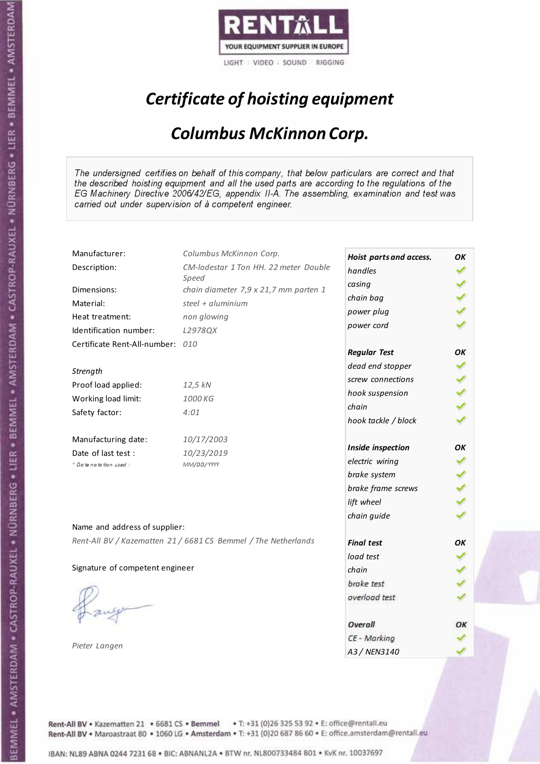**RENTALL**
YOUR EQUIPMENT SUPPLIER IN EUROPE
LIGHT | VIDEO | SOUND | RIGGING

# *Certificate of hoisting equipment*

## *Columbus McKinnon Corp.*

*The undersigned certifies on behalf of this company, that below particulars are correct and that the described hoisting equipment and all the used parts are according to the regulations of the EG Machinery Directive 2006/42/EG, appendix II-A. The assembling, examination and test was carried out under supervision of à competent engineer.*

| | |
|---|---|
| Manufacturer: | *Columbus McKinnon Corp.* |
| Description: | *CM-lodestar 1 Ton HH. 22 meter Double Speed* |
| Dimensions: | *chain diameter 7,9 x 21,7 mm parten 1* |
| Material: | *steel + aluminium* |
| Heat treatment: | *non glowing* |
| Identification number: | *L2978QX* |
| Certificate Rent-All-number: | *010* |
| *Strength* | |
| Proof load applied: | *12,5 kN* |
| Working load limit: | *1000 KG* |
| Safety factor: | *4:01* |
| Manufacturing date: | *10/17/2003* |
| Date of last test : | *10/23/2019* |
| *\* Date notation used :* | *MM/DD/YYYY* |

| | |
|---|---|
| ***Hoist parts and access.*** | ***OK*** |
| *handles* | ✓ |
| *casing* | ✓ |
| *chain bag* | ✓ |
| *power plug* | ✓ |
| *power cord* | ✓ |
| ***Regular Test*** | ***OK*** |
| *dead end stopper* | ✓ |
| *screw connections* | ✓ |
| *hook suspension* | ✓ |
| *chain* | ✓ |
| *hook tackle / block* | ✓ |
| ***Inside inspection*** | ***OK*** |
| *electric wiring* | ✓ |
| *brake system* | ✓ |
| *brake frame screws* | ✓ |
| *lift wheel* | ✓ |
| *chain guide* | ✓ |
| ***Final test*** | ***OK*** |
| *load test* | ✓ |
| *chain* | ✓ |
| *brake test* | ✓ |
| *overload test* | ✓ |
| ***Overall*** | ***OK*** |
| *CE - Marking* | ✓ |
| *A3 / NEN3140* | ✓ |

Name and address of supplier:

*Rent-All BV / Kazematten 21 / 6681 CS Bemmel / The Netherlands*

Signature of competent engineer

*Pieter Langen*

**Rent-All BV** • Kazematten 21 • 6681 CS • **Bemmel** • T: +31 (0)26 325 53 92 • E: office@rentall.eu
**Rent-All BV** • Maroastraat 80 • 1060 LG • **Amsterdam** • T: +31 (0)20 687 86 60 • E: office.amsterdam@rentall.eu

IBAN: NL89 ABNA 0244 7231 68 • BIC: ABNANL2A • BTW nr. NL800733484 B01 • KvK nr. 10037697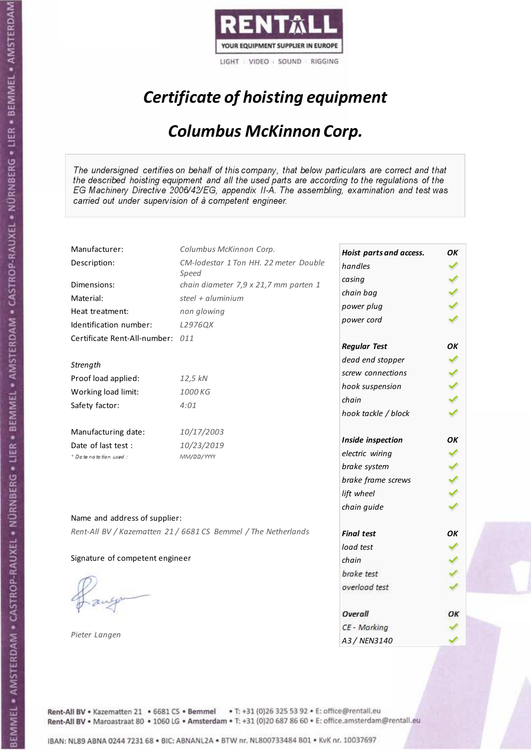RENTALL
YOUR EQUIPMENT SUPPLIER IN EUROPE
LIGHT | VIDEO | SOUND | RIGGING

# *Certificate of hoisting equipment*

## *Columbus McKinnon Corp.*

*The undersigned certifies on behalf of this company, that below particulars are correct and that the described hoisting equipment and all the used parts are according to the regulations of the EG Machinery Directive 2006/42/EG, appendix II-A. The assembling, examination and test was carried out under supervision of à competent engineer.*

| | |
|---|---|
| Manufacturer: | *Columbus McKinnon Corp.* |
| Description: | *CM-lodestar 1 Ton HH. 22 meter Double Speed* |
| Dimensions: | *chain diameter 7,9 x 21,7 mm parten 1* |
| Material: | *steel + aluminium* |
| Heat treatment: | *non glowing* |
| Identification number: | *L2976QX* |
| Certificate Rent-All-number: | *011* |
| *Strength* | |
| Proof load applied: | *12,5 kN* |
| Working load limit: | *1000 KG* |
| Safety factor: | *4:01* |
| Manufacturing date: | *10/17/2003* |
| Date of last test : | *10/23/2019* |
| *\* Date notation used :* | *MM/DD/YYYY* |

| | |
|---|---|
| ***Hoist parts and access.*** | ***OK*** |
| *handles* | ✓ |
| *casing* | ✓ |
| *chain bag* | ✓ |
| *power plug* | ✓ |
| *power cord* | ✓ |
| ***Regular Test*** | ***OK*** |
| *dead end stopper* | ✓ |
| *screw connections* | ✓ |
| *hook suspension* | ✓ |
| *chain* | ✓ |
| *hook tackle / block* | ✓ |
| ***Inside inspection*** | ***OK*** |
| *electric wiring* | ✓ |
| *brake system* | ✓ |
| *brake frame screws* | ✓ |
| *lift wheel* | ✓ |
| *chain guide* | ✓ |
| ***Final test*** | ***OK*** |
| *load test* | ✓ |
| *chain* | ✓ |
| *brake test* | ✓ |
| *overload test* | ✓ |
| ***Overall*** | ***OK*** |
| *CE - Marking* | ✓ |
| *A3 / NEN3140* | ✓ |

Name and address of supplier:

*Rent-All BV / Kazematten 21 / 6681 CS Bemmel / The Netherlands*

Signature of competent engineer

*Pieter Langen*

**Rent-All BV** • Kazematten 21 • 6681 CS • **Bemmel** • T: +31 (0)26 325 53 92 • E: office@rentall.eu
**Rent-All BV** • Maroastraat 80 • 1060 LG • **Amsterdam** • T: +31 (0)20 687 86 60 • E: office.amsterdam@rentall.eu

IBAN: NL89 ABNA 0244 7231 68 • BIC: ABNANL2A • BTW nr. NL800733484 B01 • KvK nr. 10037697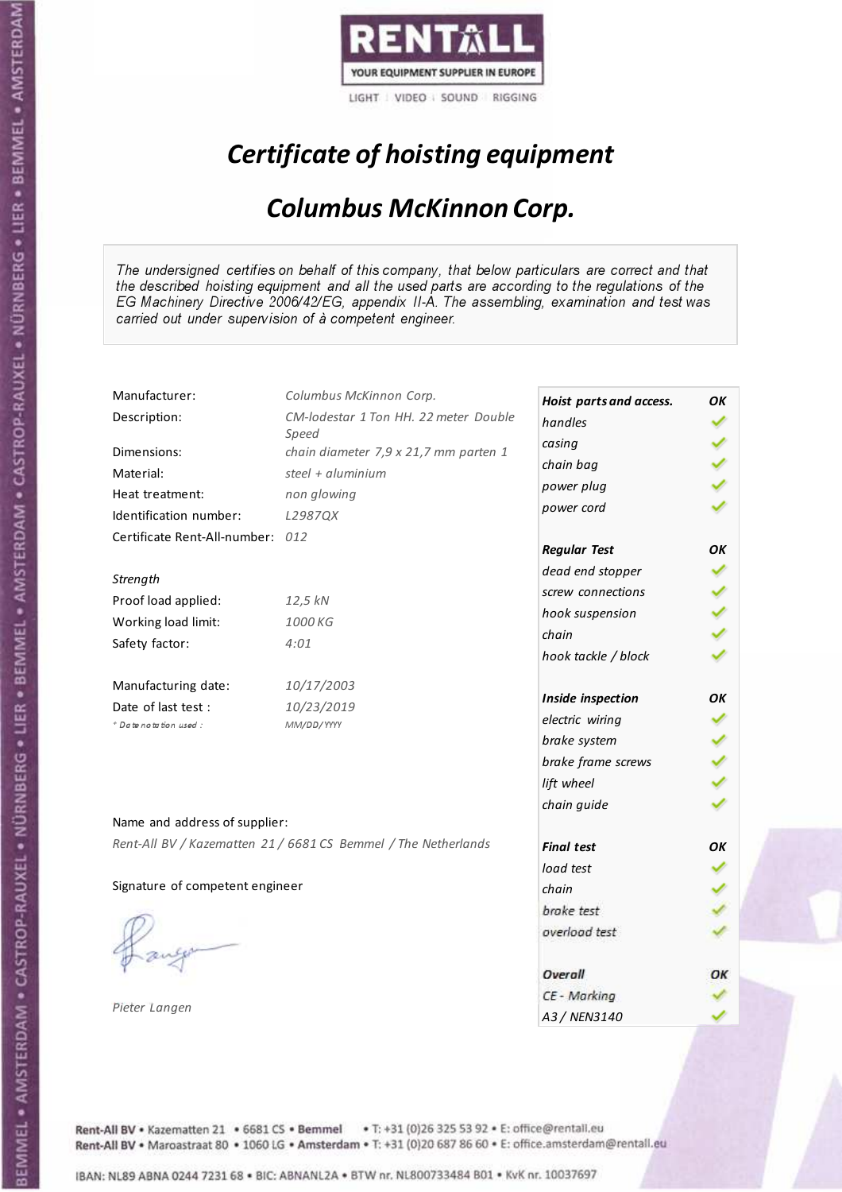RENTALL

YOUR EQUIPMENT SUPPLIER IN EUROPE

LIGHT | VIDEO | SOUND | RIGGING

# *Certificate of hoisting equipment*

## *Columbus McKinnon Corp.*

*The undersigned certifies on behalf of this company, that below particulars are correct and that the described hoisting equipment and all the used parts are according to the regulations of the EG Machinery Directive 2006/42/EG, appendix II-A. The assembling, examination and test was carried out under supervision of à competent engineer.*

| | |
|---|---|
| Manufacturer: | *Columbus McKinnon Corp.* |
| Description: | *CM-lodestar 1 Ton HH. 22 meter Double Speed* |
| Dimensions: | *chain diameter 7,9 x 21,7 mm parten 1* |
| Material: | *steel + aluminium* |
| Heat treatment: | *non glowing* |
| Identification number: | *L2987QX* |
| Certificate Rent-All-number: | *012* |
| *Strength* | |
| Proof load applied: | *12,5 kN* |
| Working load limit: | *1000 KG* |
| Safety factor: | *4:01* |
| Manufacturing date: | *10/17/2003* |
| Date of last test : | *10/23/2019* |
| *\* Date notation used :* | *MM/DD/YYYY* |

| | |
|---|---|
| ***Hoist parts and access.*** | ***OK*** |
| *handles* | ✓ |
| *casing* | ✓ |
| *chain bag* | ✓ |
| *power plug* | ✓ |
| *power cord* | ✓ |
| ***Regular Test*** | ***OK*** |
| *dead end stopper* | ✓ |
| *screw connections* | ✓ |
| *hook suspension* | ✓ |
| *chain* | ✓ |
| *hook tackle / block* | ✓ |
| ***Inside inspection*** | ***OK*** |
| *electric wiring* | ✓ |
| *brake system* | ✓ |
| *brake frame screws* | ✓ |
| *lift wheel* | ✓ |
| *chain guide* | ✓ |
| ***Final test*** | ***OK*** |
| *load test* | ✓ |
| *chain* | ✓ |
| *brake test* | ✓ |
| *overload test* | ✓ |
| ***Overall*** | ***OK*** |
| *CE - Marking* | ✓ |
| *A3 / NEN3140* | ✓ |

Name and address of supplier:

*Rent-All BV / Kazematten 21 / 6681 CS Bemmel / The Netherlands*

Signature of competent engineer

*Pieter Langen*

Rent-All BV • Kazematten 21 • 6681 CS • **Bemmel** • T: +31 (0)26 325 53 92 • E: office@rentall.eu
Rent-All BV • Maroastraat 80 • 1060 LG • **Amsterdam** • T: +31 (0)20 687 86 60 • E: office.amsterdam@rentall.eu

IBAN: NL89 ABNA 0244 7231 68 • BIC: ABNANL2A • BTW nr. NL800733484 B01 • KvK nr. 10037697